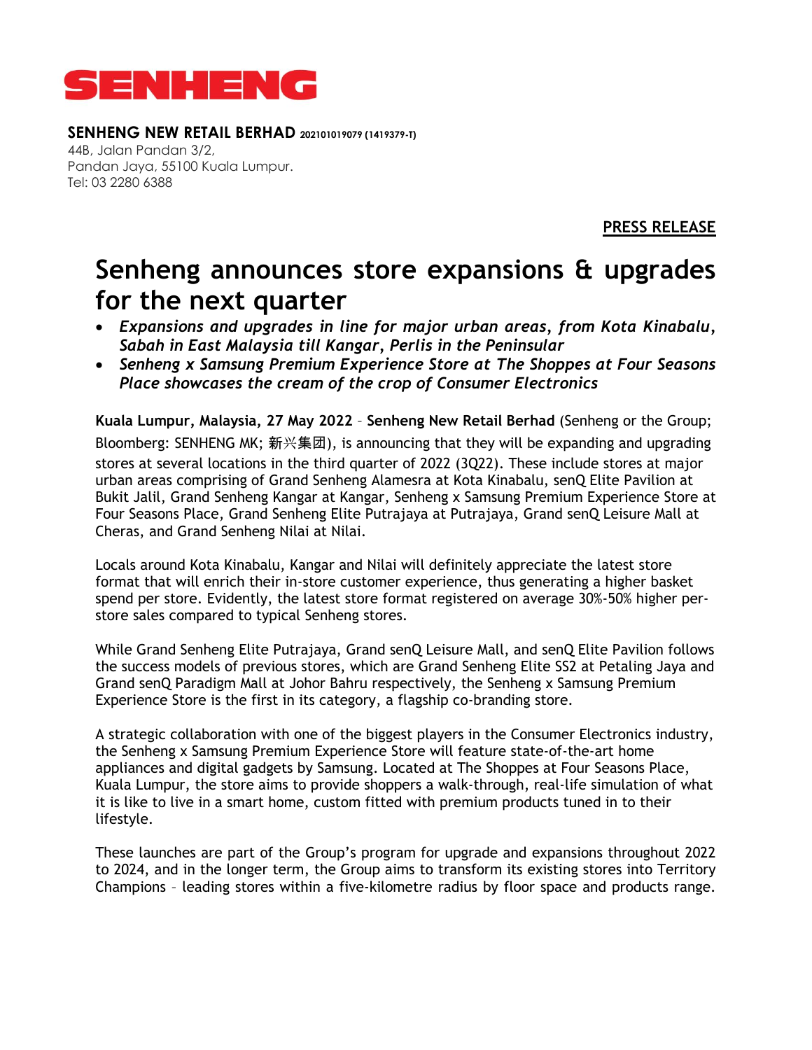**SENHENG**

**SENHENG NEW RETAIL BERHAD** 202101019079 (1419379-T)
44B, Jalan Pandan 3/2,
Pandan Jaya, 55100 Kuala Lumpur.
Tel: 03 2280 6388

**PRESS RELEASE**

# Senheng announces store expansions & upgrades for the next quarter

- ***Expansions and upgrades in line for major urban areas, from Kota Kinabalu, Sabah in East Malaysia till Kangar, Perlis in the Peninsular***
- ***Senheng x Samsung Premium Experience Store at The Shoppes at Four Seasons Place showcases the cream of the crop of Consumer Electronics***

**Kuala Lumpur, Malaysia, 27 May 2022** – **Senheng New Retail Berhad** (Senheng or the Group; Bloomberg: SENHENG MK; 新兴集团), is announcing that they will be expanding and upgrading stores at several locations in the third quarter of 2022 (3Q22). These include stores at major urban areas comprising of Grand Senheng Alamesra at Kota Kinabalu, senQ Elite Pavilion at Bukit Jalil, Grand Senheng Kangar at Kangar, Senheng x Samsung Premium Experience Store at Four Seasons Place, Grand Senheng Elite Putrajaya at Putrajaya, Grand senQ Leisure Mall at Cheras, and Grand Senheng Nilai at Nilai.

Locals around Kota Kinabalu, Kangar and Nilai will definitely appreciate the latest store format that will enrich their in-store customer experience, thus generating a higher basket spend per store. Evidently, the latest store format registered on average 30%-50% higher per-store sales compared to typical Senheng stores.

While Grand Senheng Elite Putrajaya, Grand senQ Leisure Mall, and senQ Elite Pavilion follows the success models of previous stores, which are Grand Senheng Elite SS2 at Petaling Jaya and Grand senQ Paradigm Mall at Johor Bahru respectively, the Senheng x Samsung Premium Experience Store is the first in its category, a flagship co-branding store.

A strategic collaboration with one of the biggest players in the Consumer Electronics industry, the Senheng x Samsung Premium Experience Store will feature state-of-the-art home appliances and digital gadgets by Samsung. Located at The Shoppes at Four Seasons Place, Kuala Lumpur, the store aims to provide shoppers a walk-through, real-life simulation of what it is like to live in a smart home, custom fitted with premium products tuned in to their lifestyle.

These launches are part of the Group's program for upgrade and expansions throughout 2022 to 2024, and in the longer term, the Group aims to transform its existing stores into Territory Champions – leading stores within a five-kilometre radius by floor space and products range.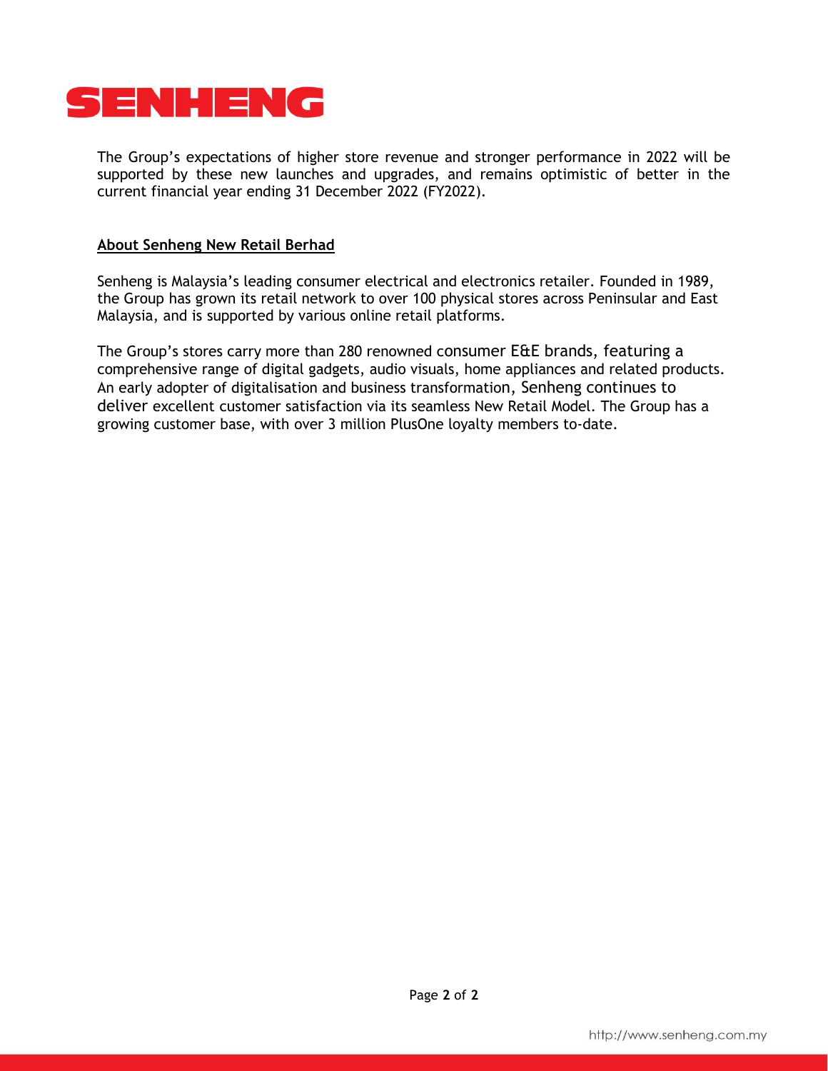The Group's expectations of higher store revenue and stronger performance in 2022 will be supported by these new launches and upgrades, and remains optimistic of better in the current financial year ending 31 December 2022 (FY2022).

## About Senheng New Retail Berhad

Senheng is Malaysia's leading consumer electrical and electronics retailer. Founded in 1989, the Group has grown its retail network to over 100 physical stores across Peninsular and East Malaysia, and is supported by various online retail platforms.

The Group's stores carry more than 280 renowned consumer E&E brands, featuring a comprehensive range of digital gadgets, audio visuals, home appliances and related products. An early adopter of digitalisation and business transformation, Senheng continues to deliver excellent customer satisfaction via its seamless New Retail Model. The Group has a growing customer base, with over 3 million PlusOne loyalty members to-date.